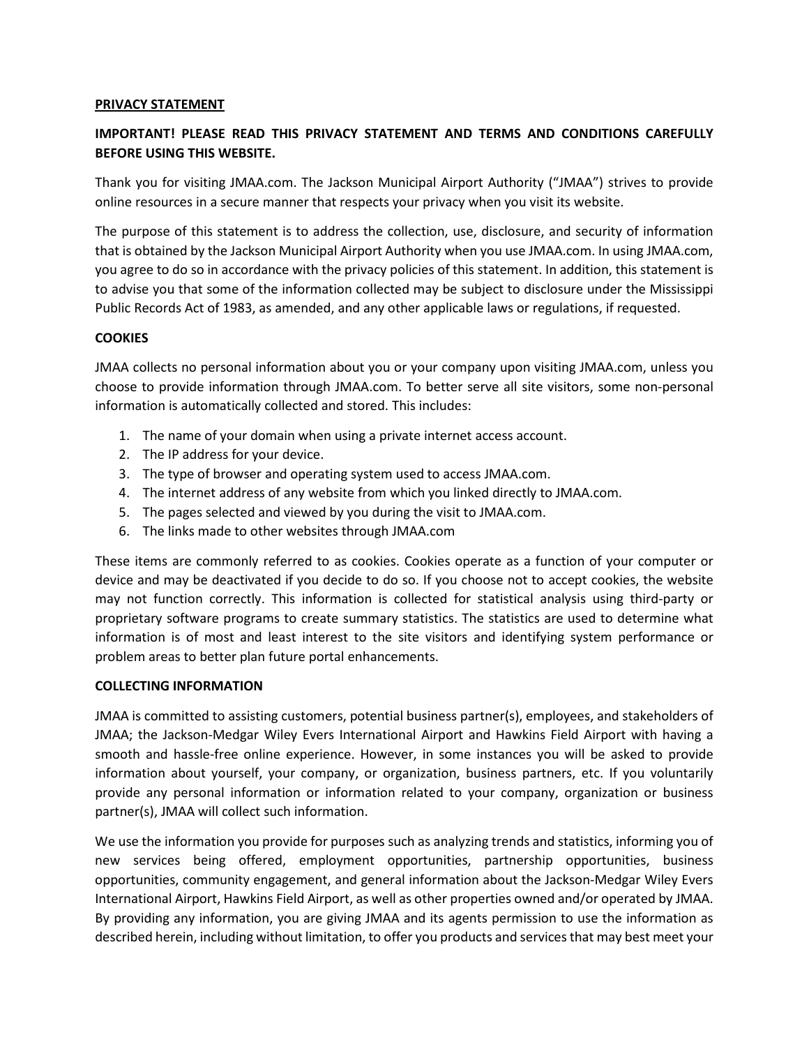# PRIVACY STATEMENT

**IMPORTANT! PLEASE READ THIS PRIVACY STATEMENT AND TERMS AND CONDITIONS CAREFULLY BEFORE USING THIS WEBSITE.**

Thank you for visiting JMAA.com. The Jackson Municipal Airport Authority ("JMAA") strives to provide online resources in a secure manner that respects your privacy when you visit its website.

The purpose of this statement is to address the collection, use, disclosure, and security of information that is obtained by the Jackson Municipal Airport Authority when you use JMAA.com. In using JMAA.com, you agree to do so in accordance with the privacy policies of this statement. In addition, this statement is to advise you that some of the information collected may be subject to disclosure under the Mississippi Public Records Act of 1983, as amended, and any other applicable laws or regulations, if requested.

## COOKIES

JMAA collects no personal information about you or your company upon visiting JMAA.com, unless you choose to provide information through JMAA.com. To better serve all site visitors, some non-personal information is automatically collected and stored. This includes:

1. The name of your domain when using a private internet access account.
2. The IP address for your device.
3. The type of browser and operating system used to access JMAA.com.
4. The internet address of any website from which you linked directly to JMAA.com.
5. The pages selected and viewed by you during the visit to JMAA.com.
6. The links made to other websites through JMAA.com

These items are commonly referred to as cookies. Cookies operate as a function of your computer or device and may be deactivated if you decide to do so. If you choose not to accept cookies, the website may not function correctly. This information is collected for statistical analysis using third-party or proprietary software programs to create summary statistics. The statistics are used to determine what information is of most and least interest to the site visitors and identifying system performance or problem areas to better plan future portal enhancements.

## COLLECTING INFORMATION

JMAA is committed to assisting customers, potential business partner(s), employees, and stakeholders of JMAA; the Jackson-Medgar Wiley Evers International Airport and Hawkins Field Airport with having a smooth and hassle-free online experience. However, in some instances you will be asked to provide information about yourself, your company, or organization, business partners, etc. If you voluntarily provide any personal information or information related to your company, organization or business partner(s), JMAA will collect such information.

We use the information you provide for purposes such as analyzing trends and statistics, informing you of new services being offered, employment opportunities, partnership opportunities, business opportunities, community engagement, and general information about the Jackson-Medgar Wiley Evers International Airport, Hawkins Field Airport, as well as other properties owned and/or operated by JMAA. By providing any information, you are giving JMAA and its agents permission to use the information as described herein, including without limitation, to offer you products and services that may best meet your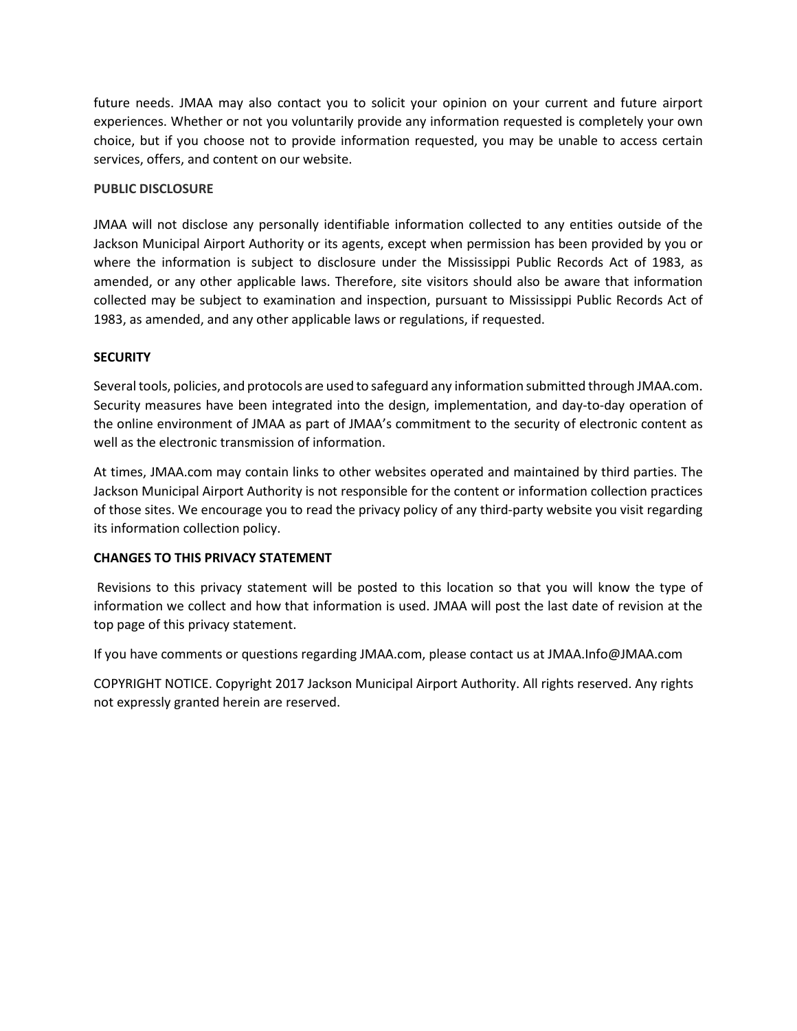future needs. JMAA may also contact you to solicit your opinion on your current and future airport experiences. Whether or not you voluntarily provide any information requested is completely your own choice, but if you choose not to provide information requested, you may be unable to access certain services, offers, and content on our website.

**PUBLIC DISCLOSURE**

JMAA will not disclose any personally identifiable information collected to any entities outside of the Jackson Municipal Airport Authority or its agents, except when permission has been provided by you or where the information is subject to disclosure under the Mississippi Public Records Act of 1983, as amended, or any other applicable laws. Therefore, site visitors should also be aware that information collected may be subject to examination and inspection, pursuant to Mississippi Public Records Act of 1983, as amended, and any other applicable laws or regulations, if requested.

**SECURITY**

Several tools, policies, and protocols are used to safeguard any information submitted through JMAA.com. Security measures have been integrated into the design, implementation, and day-to-day operation of the online environment of JMAA as part of JMAA's commitment to the security of electronic content as well as the electronic transmission of information.

At times, JMAA.com may contain links to other websites operated and maintained by third parties. The Jackson Municipal Airport Authority is not responsible for the content or information collection practices of those sites. We encourage you to read the privacy policy of any third-party website you visit regarding its information collection policy.

**CHANGES TO THIS PRIVACY STATEMENT**

Revisions to this privacy statement will be posted to this location so that you will know the type of information we collect and how that information is used. JMAA will post the last date of revision at the top page of this privacy statement.

If you have comments or questions regarding JMAA.com, please contact us at JMAA.Info@JMAA.com

COPYRIGHT NOTICE. Copyright 2017 Jackson Municipal Airport Authority. All rights reserved. Any rights not expressly granted herein are reserved.